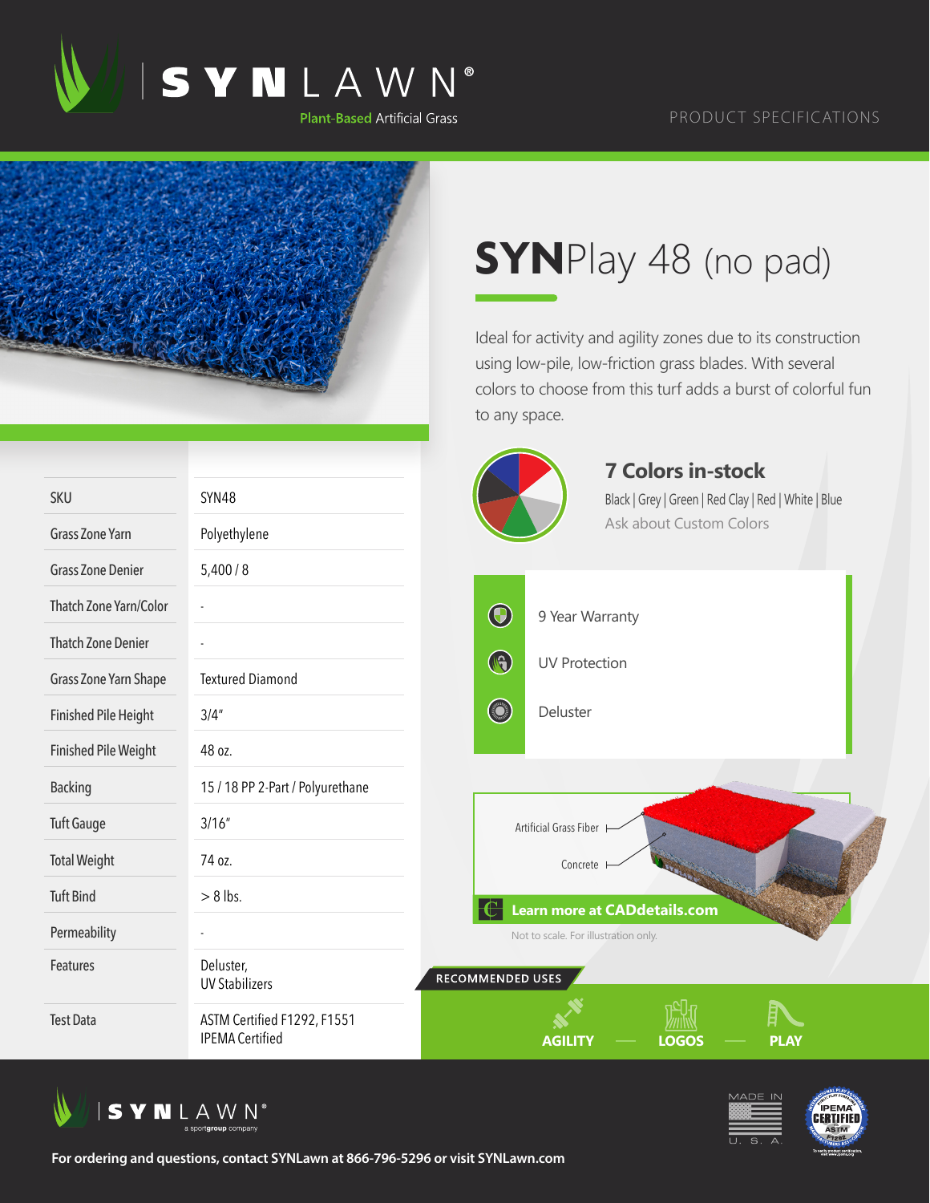SYNLAWN®
Plant-Based Artificial Grass

PRODUCT SPECIFICATIONS

# SYNPlay 48 (no pad)

Ideal for activity and agility zones due to its construction using low-pile, low-friction grass blades. With several colors to choose from this turf adds a burst of colorful fun to any space.

## 7 Colors in-stock

Black | Grey | Green | Red Clay | Red | White | Blue

Ask about Custom Colors

| SKU | SYN48 |
|---|---|
| Grass Zone Yarn | Polyethylene |
| Grass Zone Denier | 5,400 / 8 |
| Thatch Zone Yarn/Color | - |
| Thatch Zone Denier | - |
| Grass Zone Yarn Shape | Textured Diamond |
| Finished Pile Height | 3/4″ |
| Finished Pile Weight | 48 oz. |
| Backing | 15 / 18 PP 2-Part / Polyurethane |
| Tuft Gauge | 3/16″ |
| Total Weight | 74 oz. |
| Tuft Bind | > 8 lbs. |
| Permeability | - |
| Features | Deluster, UV Stabilizers |
| Test Data | ASTM Certified F1292, F1551 IPEMA Certified |

- 9 Year Warranty
- UV Protection
- Deluster

Artificial Grass Fiber

Concrete

Learn more at CADdetails.com

Not to scale. For illustration only.

RECOMMENDED USES

AGILITY — LOGOS — PLAY

SYNLAWN® a sportgroup company

MADE IN U. S. A.

IPEMA CERTIFIED ASTM F1292

For ordering and questions, contact SYNLawn at 866-796-5296 or visit SYNLawn.com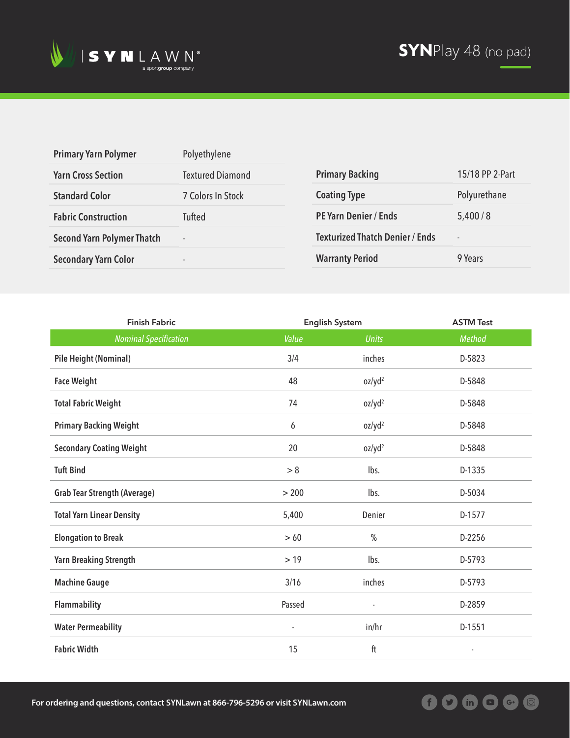SYNLAWN a sportgroup company

# SYNPlay 48 (no pad)

| | |
|---|---|
| Primary Yarn Polymer | Polyethylene |
| Yarn Cross Section | Textured Diamond |
| Standard Color | 7 Colors In Stock |
| Fabric Construction | Tufted |
| Second Yarn Polymer Thatch | - |
| Secondary Yarn Color | - |

| | |
|---|---|
| Primary Backing | 15/18 PP 2-Part |
| Coating Type | Polyurethane |
| PE Yarn Denier / Ends | 5,400 / 8 |
| Texturized Thatch Denier / Ends | - |
| Warranty Period | 9 Years |

| Finish Fabric | English System | | ASTM Test |
|---|---|---|---|
| *Nominal Specification* | *Value* | *Units* | *Method* |
| Pile Height (Nominal) | 3/4 | inches | D-5823 |
| Face Weight | 48 | $oz/yd^2$ | D-5848 |
| Total Fabric Weight | 74 | $oz/yd^2$ | D-5848 |
| Primary Backing Weight | 6 | $oz/yd^2$ | D-5848 |
| Secondary Coating Weight | 20 | $oz/yd^2$ | D-5848 |
| Tuft Bind | > 8 | lbs. | D-1335 |
| Grab Tear Strength (Average) | > 200 | lbs. | D-5034 |
| Total Yarn Linear Density | 5,400 | Denier | D-1577 |
| Elongation to Break | > 60 | % | D-2256 |
| Yarn Breaking Strength | > 19 | lbs. | D-5793 |
| Machine Gauge | 3/16 | inches | D-5793 |
| Flammability | Passed | - | D-2859 |
| Water Permeability | - | in/hr | D-1551 |
| Fabric Width | 15 | ft | - |

For ordering and questions, contact SYNLawn at 866-796-5296 or visit SYNLawn.com